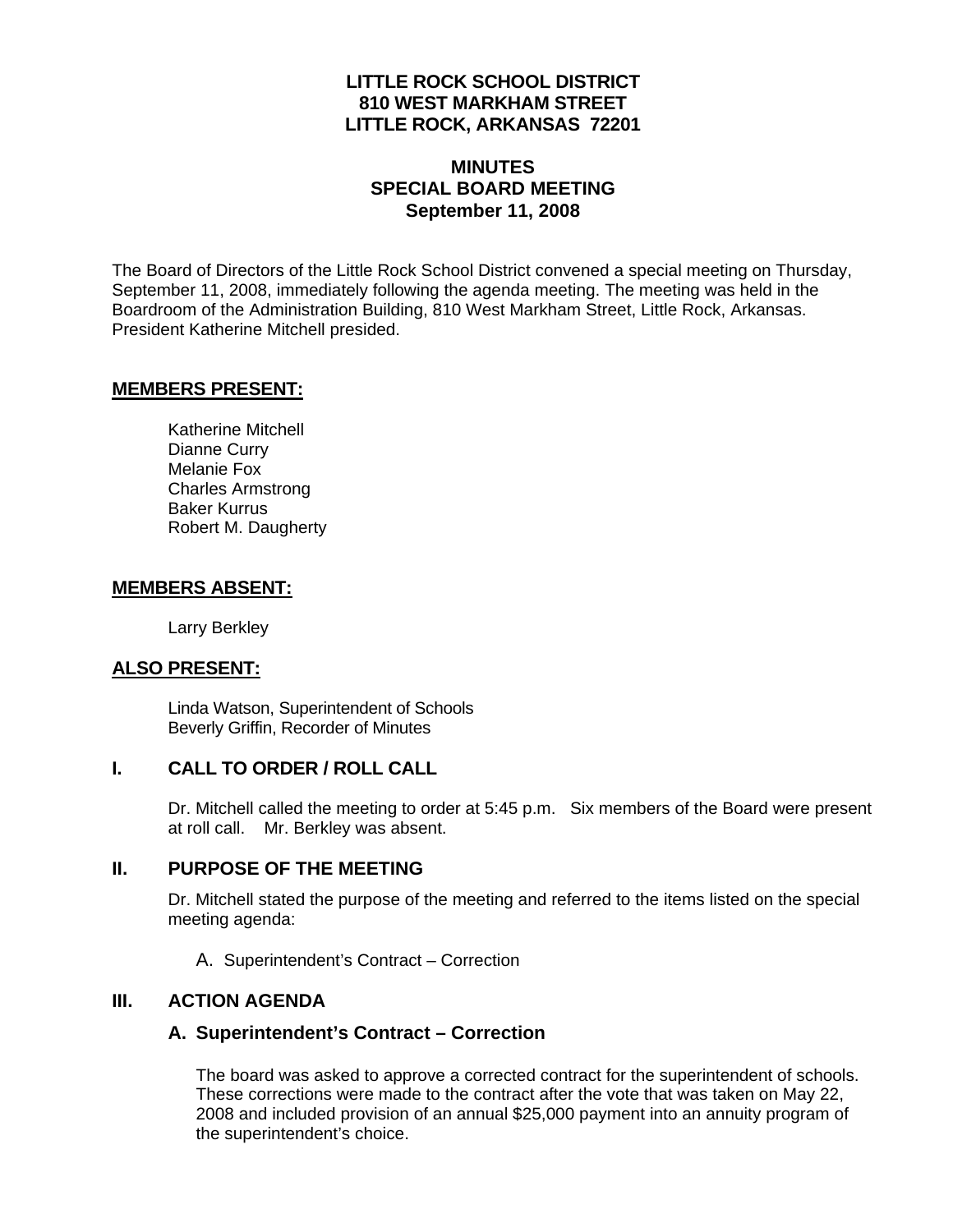**LITTLE ROCK SCHOOL DISTRICT**
**810 WEST MARKHAM STREET**
**LITTLE ROCK, ARKANSAS 72201**

# MINUTES
## SPECIAL BOARD MEETING
### September 11, 2008

The Board of Directors of the Little Rock School District convened a special meeting on Thursday, September 11, 2008, immediately following the agenda meeting. The meeting was held in the Boardroom of the Administration Building, 810 West Markham Street, Little Rock, Arkansas. President Katherine Mitchell presided.

**MEMBERS PRESENT:**

Katherine Mitchell
Dianne Curry
Melanie Fox
Charles Armstrong
Baker Kurrus
Robert M. Daugherty

**MEMBERS ABSENT:**

Larry Berkley

**ALSO PRESENT:**

Linda Watson, Superintendent of Schools
Beverly Griffin, Recorder of Minutes

## I. CALL TO ORDER / ROLL CALL

Dr. Mitchell called the meeting to order at 5:45 p.m. Six members of the Board were present at roll call. Mr. Berkley was absent.

## II. PURPOSE OF THE MEETING

Dr. Mitchell stated the purpose of the meeting and referred to the items listed on the special meeting agenda:

A. Superintendent's Contract – Correction

## III. ACTION AGENDA

### A. Superintendent's Contract – Correction

The board was asked to approve a corrected contract for the superintendent of schools. These corrections were made to the contract after the vote that was taken on May 22, 2008 and included provision of an annual $25,000 payment into an annuity program of the superintendent's choice.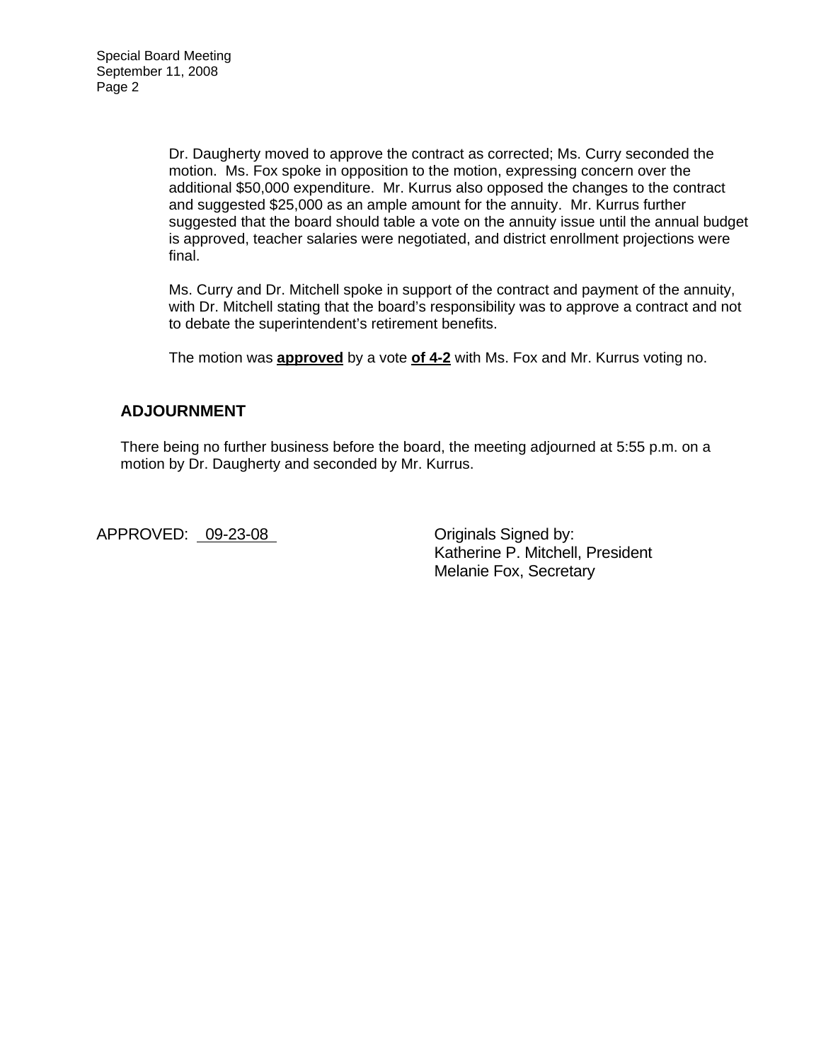Dr. Daugherty moved to approve the contract as corrected; Ms. Curry seconded the motion. Ms. Fox spoke in opposition to the motion, expressing concern over the additional $50,000 expenditure. Mr. Kurrus also opposed the changes to the contract and suggested $25,000 as an ample amount for the annuity. Mr. Kurrus further suggested that the board should table a vote on the annuity issue until the annual budget is approved, teacher salaries were negotiated, and district enrollment projections were final.

Ms. Curry and Dr. Mitchell spoke in support of the contract and payment of the annuity, with Dr. Mitchell stating that the board's responsibility was to approve a contract and not to debate the superintendent's retirement benefits.

The motion was **approved** by a vote **of 4-2** with Ms. Fox and Mr. Kurrus voting no.

## ADJOURNMENT

There being no further business before the board, the meeting adjourned at 5:55 p.m. on a motion by Dr. Daugherty and seconded by Mr. Kurrus.

APPROVED: 09-23-08

Originals Signed by:
Katherine P. Mitchell, President
Melanie Fox, Secretary